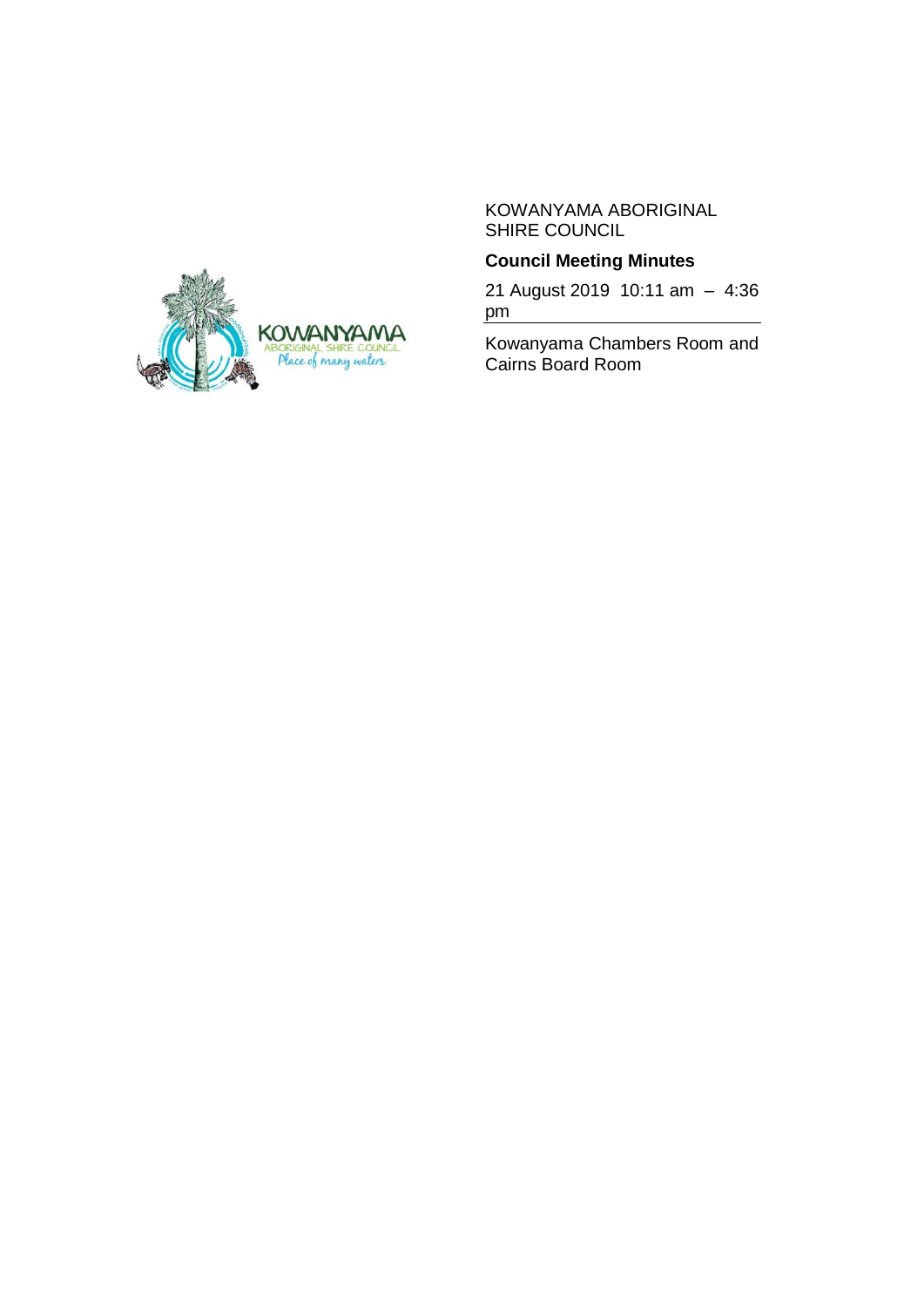KOWANYAMA ABORIGINAL SHIRE COUNCIL

**Council Meeting Minutes**

21 August 2019 10:11 am – 4:36 pm

Kowanyama Chambers Room and Cairns Board Room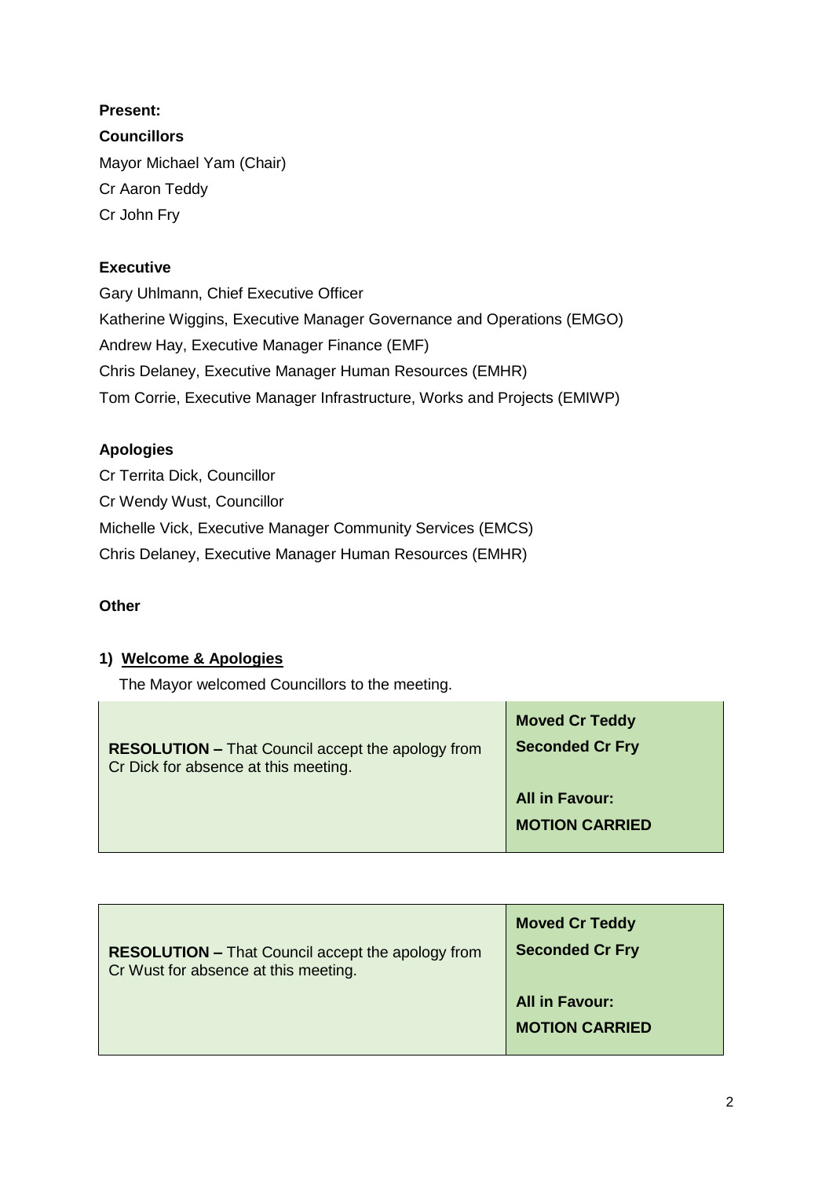**Present:**

**Councillors**

Mayor Michael Yam (Chair)

Cr Aaron Teddy

Cr John Fry

**Executive**

Gary Uhlmann, Chief Executive Officer

Katherine Wiggins, Executive Manager Governance and Operations (EMGO)

Andrew Hay, Executive Manager Finance (EMF)

Chris Delaney, Executive Manager Human Resources (EMHR)

Tom Corrie, Executive Manager Infrastructure, Works and Projects (EMIWP)

**Apologies**

Cr Territa Dick, Councillor

Cr Wendy Wust, Councillor

Michelle Vick, Executive Manager Community Services (EMCS)

Chris Delaney, Executive Manager Human Resources (EMHR)

**Other**

**1) Welcome & Apologies**

The Mayor welcomed Councillors to the meeting.

| | |
|---|---|
| **RESOLUTION –** That Council accept the apology from Cr Dick for absence at this meeting. | **Moved Cr Teddy**<br>**Seconded Cr Fry**<br><br>**All in Favour:**<br>**MOTION CARRIED** |

| | |
|---|---|
| **RESOLUTION –** That Council accept the apology from Cr Wust for absence at this meeting. | **Moved Cr Teddy**<br>**Seconded Cr Fry**<br><br>**All in Favour:**<br>**MOTION CARRIED** |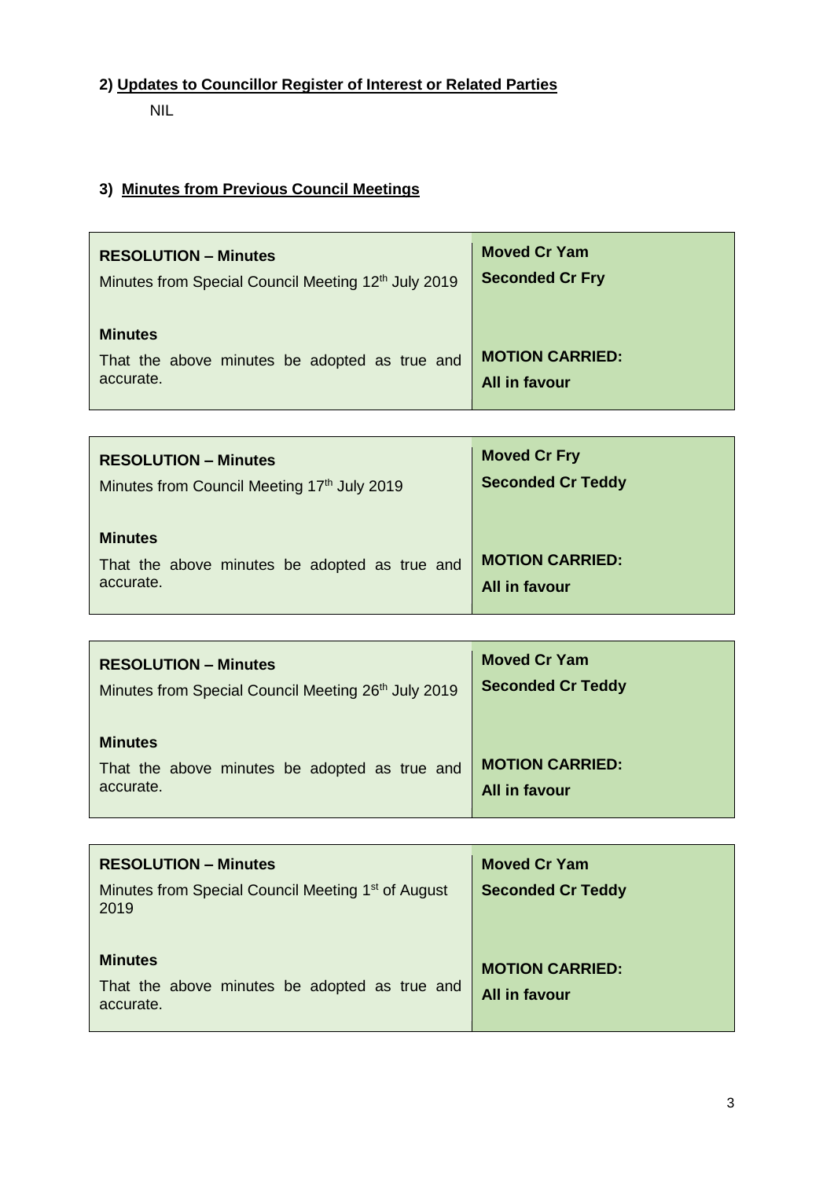## 2) Updates to Councillor Register of Interest or Related Parties

NIL

## 3) Minutes from Previous Council Meetings

| **RESOLUTION – Minutes**<br>Minutes from Special Council Meeting 12th July 2019<br><br>**Minutes**<br>That the above minutes be adopted as true and accurate. | **Moved Cr Yam**<br>**Seconded Cr Fry**<br><br>**MOTION CARRIED:**<br>**All in favour** |
|---|---|

| **RESOLUTION – Minutes**<br>Minutes from Council Meeting 17th July 2019<br><br>**Minutes**<br>That the above minutes be adopted as true and accurate. | **Moved Cr Fry**<br>**Seconded Cr Teddy**<br><br>**MOTION CARRIED:**<br>**All in favour** |
|---|---|

| **RESOLUTION – Minutes**<br>Minutes from Special Council Meeting 26th July 2019<br><br>**Minutes**<br>That the above minutes be adopted as true and accurate. | **Moved Cr Yam**<br>**Seconded Cr Teddy**<br><br>**MOTION CARRIED:**<br>**All in favour** |
|---|---|

| **RESOLUTION – Minutes**<br>Minutes from Special Council Meeting 1st of August 2019<br><br>**Minutes**<br>That the above minutes be adopted as true and accurate. | **Moved Cr Yam**<br>**Seconded Cr Teddy**<br><br>**MOTION CARRIED:**<br>**All in favour** |
|---|---|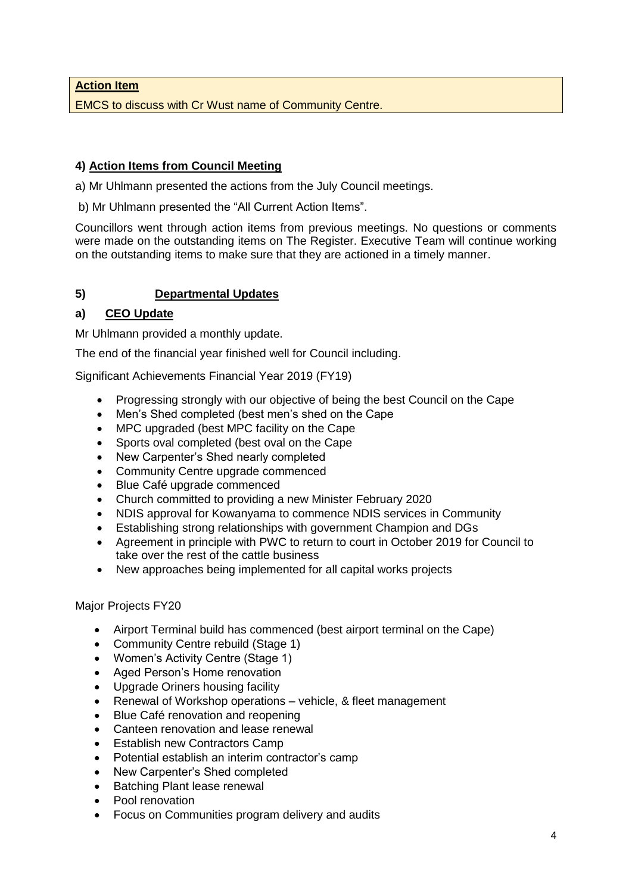**Action Item**

EMCS to discuss with Cr Wust name of Community Centre.

## 4) Action Items from Council Meeting

a) Mr Uhlmann presented the actions from the July Council meetings.

b) Mr Uhlmann presented the "All Current Action Items".

Councillors went through action items from previous meetings. No questions or comments were made on the outstanding items on The Register. Executive Team will continue working on the outstanding items to make sure that they are actioned in a timely manner.

## 5) Departmental Updates

### a) CEO Update

Mr Uhlmann provided a monthly update.

The end of the financial year finished well for Council including.

Significant Achievements Financial Year 2019 (FY19)

- Progressing strongly with our objective of being the best Council on the Cape
- Men's Shed completed (best men's shed on the Cape
- MPC upgraded (best MPC facility on the Cape
- Sports oval completed (best oval on the Cape
- New Carpenter's Shed nearly completed
- Community Centre upgrade commenced
- Blue Café upgrade commenced
- Church committed to providing a new Minister February 2020
- NDIS approval for Kowanyama to commence NDIS services in Community
- Establishing strong relationships with government Champion and DGs
- Agreement in principle with PWC to return to court in October 2019 for Council to take over the rest of the cattle business
- New approaches being implemented for all capital works projects

Major Projects FY20

- Airport Terminal build has commenced (best airport terminal on the Cape)
- Community Centre rebuild (Stage 1)
- Women's Activity Centre (Stage 1)
- Aged Person's Home renovation
- Upgrade Oriners housing facility
- Renewal of Workshop operations – vehicle, & fleet management
- Blue Café renovation and reopening
- Canteen renovation and lease renewal
- Establish new Contractors Camp
- Potential establish an interim contractor's camp
- New Carpenter's Shed completed
- Batching Plant lease renewal
- Pool renovation
- Focus on Communities program delivery and audits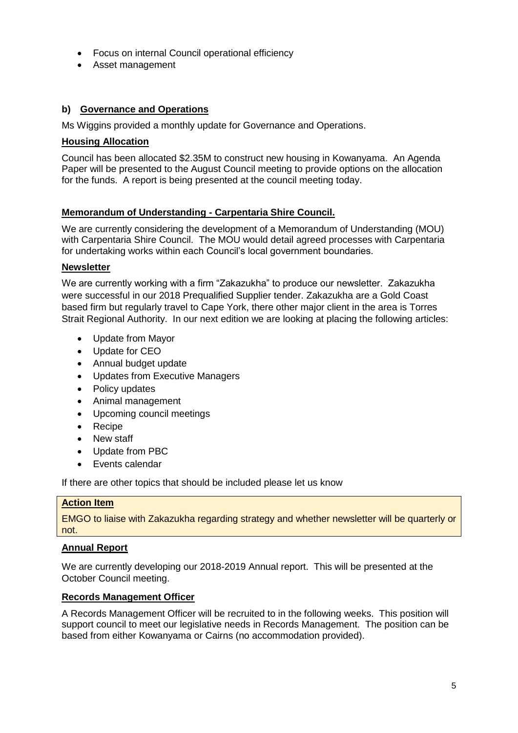- Focus on internal Council operational efficiency
- Asset management

## b) Governance and Operations

Ms Wiggins provided a monthly update for Governance and Operations.

### Housing Allocation

Council has been allocated $2.35M to construct new housing in Kowanyama. An Agenda Paper will be presented to the August Council meeting to provide options on the allocation for the funds. A report is being presented at the council meeting today.

### Memorandum of Understanding - Carpentaria Shire Council.

We are currently considering the development of a Memorandum of Understanding (MOU) with Carpentaria Shire Council. The MOU would detail agreed processes with Carpentaria for undertaking works within each Council's local government boundaries.

### Newsletter

We are currently working with a firm "Zakazukha" to produce our newsletter. Zakazukha were successful in our 2018 Prequalified Supplier tender. Zakazukha are a Gold Coast based firm but regularly travel to Cape York, there other major client in the area is Torres Strait Regional Authority. In our next edition we are looking at placing the following articles:

- Update from Mayor
- Update for CEO
- Annual budget update
- Updates from Executive Managers
- Policy updates
- Animal management
- Upcoming council meetings
- Recipe
- New staff
- Update from PBC
- Events calendar

If there are other topics that should be included please let us know

**Action Item**

EMGO to liaise with Zakazukha regarding strategy and whether newsletter will be quarterly or not.

### Annual Report

We are currently developing our 2018-2019 Annual report. This will be presented at the October Council meeting.

### Records Management Officer

A Records Management Officer will be recruited to in the following weeks. This position will support council to meet our legislative needs in Records Management. The position can be based from either Kowanyama or Cairns (no accommodation provided).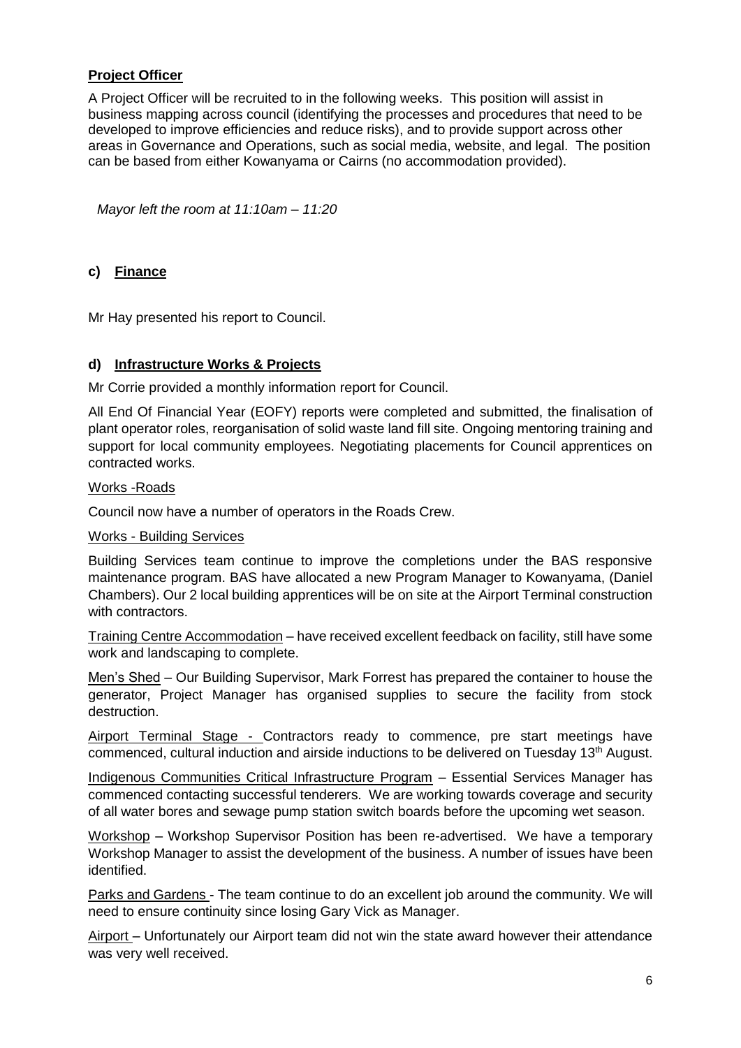**Project Officer**

A Project Officer will be recruited to in the following weeks. This position will assist in business mapping across council (identifying the processes and procedures that need to be developed to improve efficiencies and reduce risks), and to provide support across other areas in Governance and Operations, such as social media, website, and legal. The position can be based from either Kowanyama or Cairns (no accommodation provided).

*Mayor left the room at 11:10am – 11:20*

## c) Finance

Mr Hay presented his report to Council.

## d) Infrastructure Works & Projects

Mr Corrie provided a monthly information report for Council.

All End Of Financial Year (EOFY) reports were completed and submitted, the finalisation of plant operator roles, reorganisation of solid waste land fill site. Ongoing mentoring training and support for local community employees. Negotiating placements for Council apprentices on contracted works.

Works -Roads

Council now have a number of operators in the Roads Crew.

Works - Building Services

Building Services team continue to improve the completions under the BAS responsive maintenance program. BAS have allocated a new Program Manager to Kowanyama, (Daniel Chambers). Our 2 local building apprentices will be on site at the Airport Terminal construction with contractors.

Training Centre Accommodation – have received excellent feedback on facility, still have some work and landscaping to complete.

Men's Shed – Our Building Supervisor, Mark Forrest has prepared the container to house the generator, Project Manager has organised supplies to secure the facility from stock destruction.

Airport Terminal Stage - Contractors ready to commence, pre start meetings have commenced, cultural induction and airside inductions to be delivered on Tuesday 13th August.

Indigenous Communities Critical Infrastructure Program – Essential Services Manager has commenced contacting successful tenderers. We are working towards coverage and security of all water bores and sewage pump station switch boards before the upcoming wet season.

Workshop – Workshop Supervisor Position has been re-advertised. We have a temporary Workshop Manager to assist the development of the business. A number of issues have been identified.

Parks and Gardens - The team continue to do an excellent job around the community. We will need to ensure continuity since losing Gary Vick as Manager.

Airport – Unfortunately our Airport team did not win the state award however their attendance was very well received.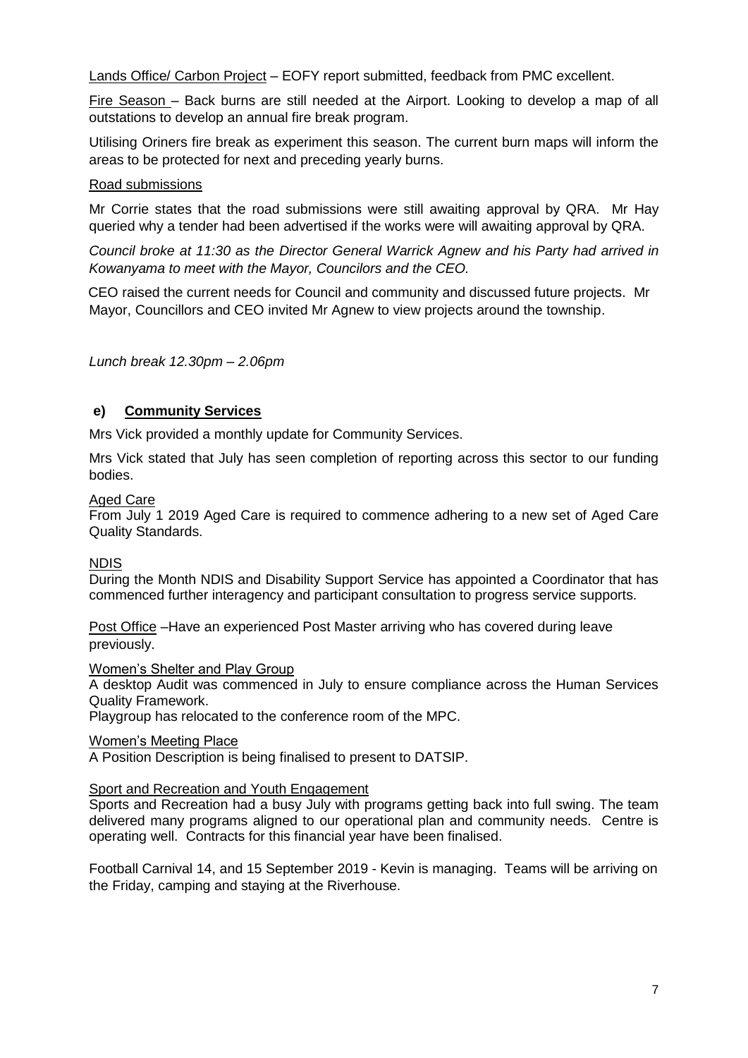Lands Office/ Carbon Project – EOFY report submitted, feedback from PMC excellent.

Fire Season – Back burns are still needed at the Airport. Looking to develop a map of all outstations to develop an annual fire break program.

Utilising Oriners fire break as experiment this season. The current burn maps will inform the areas to be protected for next and preceding yearly burns.

Road submissions

Mr Corrie states that the road submissions were still awaiting approval by QRA. Mr Hay queried why a tender had been advertised if the works were will awaiting approval by QRA.

*Council broke at 11:30 as the Director General Warrick Agnew and his Party had arrived in Kowanyama to meet with the Mayor, Councilors and the CEO.*

CEO raised the current needs for Council and community and discussed future projects. Mr Mayor, Councillors and CEO invited Mr Agnew to view projects around the township.

*Lunch break 12.30pm – 2.06pm*

## e) Community Services

Mrs Vick provided a monthly update for Community Services.

Mrs Vick stated that July has seen completion of reporting across this sector to our funding bodies.

Aged Care
From July 1 2019 Aged Care is required to commence adhering to a new set of Aged Care Quality Standards.

NDIS
During the Month NDIS and Disability Support Service has appointed a Coordinator that has commenced further interagency and participant consultation to progress service supports.

Post Office –Have an experienced Post Master arriving who has covered during leave previously.

Women's Shelter and Play Group
A desktop Audit was commenced in July to ensure compliance across the Human Services Quality Framework.
Playgroup has relocated to the conference room of the MPC.

Women's Meeting Place
A Position Description is being finalised to present to DATSIP.

Sport and Recreation and Youth Engagement
Sports and Recreation had a busy July with programs getting back into full swing. The team delivered many programs aligned to our operational plan and community needs. Centre is operating well. Contracts for this financial year have been finalised.

Football Carnival 14, and 15 September 2019 - Kevin is managing. Teams will be arriving on the Friday, camping and staying at the Riverhouse.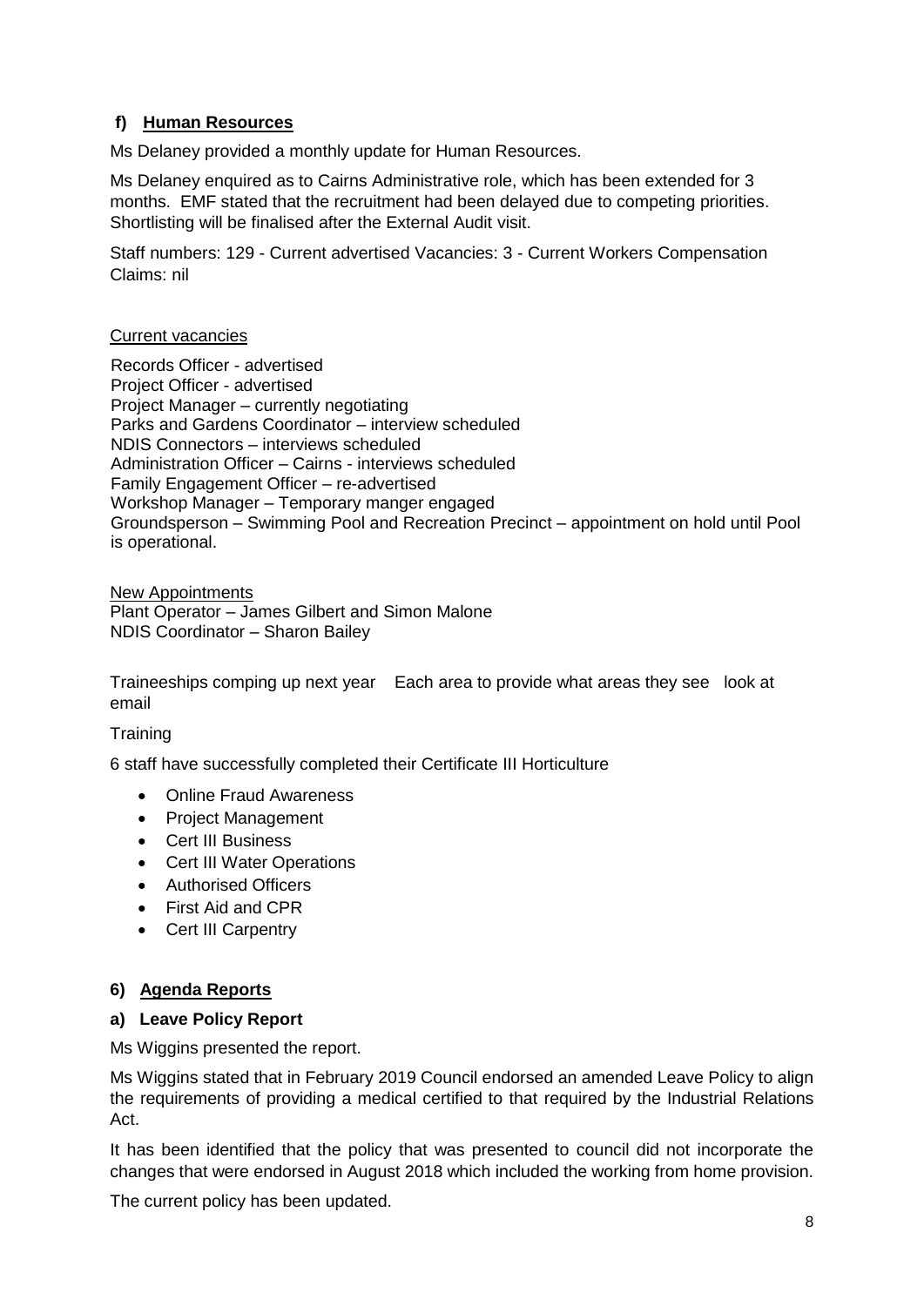## f) Human Resources

Ms Delaney provided a monthly update for Human Resources.

Ms Delaney enquired as to Cairns Administrative role, which has been extended for 3 months. EMF stated that the recruitment had been delayed due to competing priorities. Shortlisting will be finalised after the External Audit visit.

Staff numbers: 129 - Current advertised Vacancies: 3 - Current Workers Compensation Claims: nil

Current vacancies

Records Officer - advertised
Project Officer - advertised
Project Manager – currently negotiating
Parks and Gardens Coordinator – interview scheduled
NDIS Connectors – interviews scheduled
Administration Officer – Cairns - interviews scheduled
Family Engagement Officer – re-advertised
Workshop Manager – Temporary manger engaged
Groundsperson – Swimming Pool and Recreation Precinct – appointment on hold until Pool is operational.

New Appointments
Plant Operator – James Gilbert and Simon Malone
NDIS Coordinator – Sharon Bailey

Traineeships comping up next year Each area to provide what areas they see look at email

Training

6 staff have successfully completed their Certificate III Horticulture

- Online Fraud Awareness
- Project Management
- Cert III Business
- Cert III Water Operations
- Authorised Officers
- First Aid and CPR
- Cert III Carpentry

## 6) Agenda Reports

### a) Leave Policy Report

Ms Wiggins presented the report.

Ms Wiggins stated that in February 2019 Council endorsed an amended Leave Policy to align the requirements of providing a medical certified to that required by the Industrial Relations Act.

It has been identified that the policy that was presented to council did not incorporate the changes that were endorsed in August 2018 which included the working from home provision.

The current policy has been updated.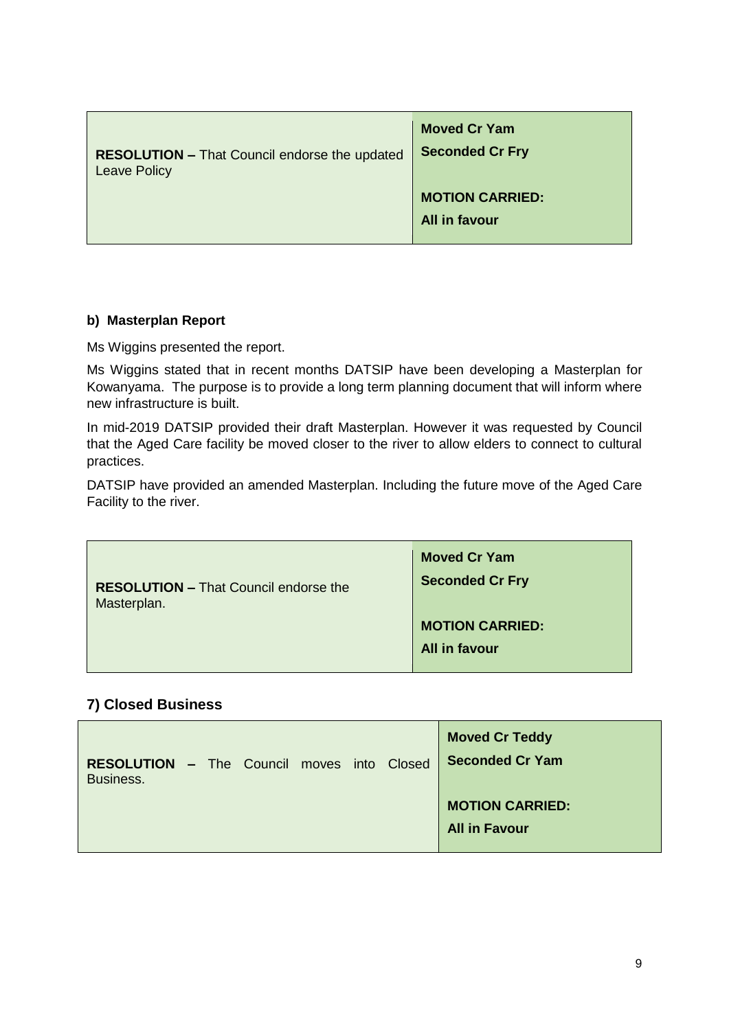| **RESOLUTION –** That Council endorse the updated Leave Policy | **Moved Cr Yam**<br>**Seconded Cr Fry**<br><br>**MOTION CARRIED:**<br>**All in favour** |
|---|---|

**b) Masterplan Report**

Ms Wiggins presented the report.

Ms Wiggins stated that in recent months DATSIP have been developing a Masterplan for Kowanyama. The purpose is to provide a long term planning document that will inform where new infrastructure is built.

In mid-2019 DATSIP provided their draft Masterplan. However it was requested by Council that the Aged Care facility be moved closer to the river to allow elders to connect to cultural practices.

DATSIP have provided an amended Masterplan. Including the future move of the Aged Care Facility to the river.

| **RESOLUTION –** That Council endorse the Masterplan. | **Moved Cr Yam**<br>**Seconded Cr Fry**<br><br>**MOTION CARRIED:**<br>**All in favour** |
|---|---|

## 7) Closed Business

| **RESOLUTION –** The Council moves into Closed Business. | **Moved Cr Teddy**<br>**Seconded Cr Yam**<br><br>**MOTION CARRIED:**<br>**All in Favour** |
|---|---|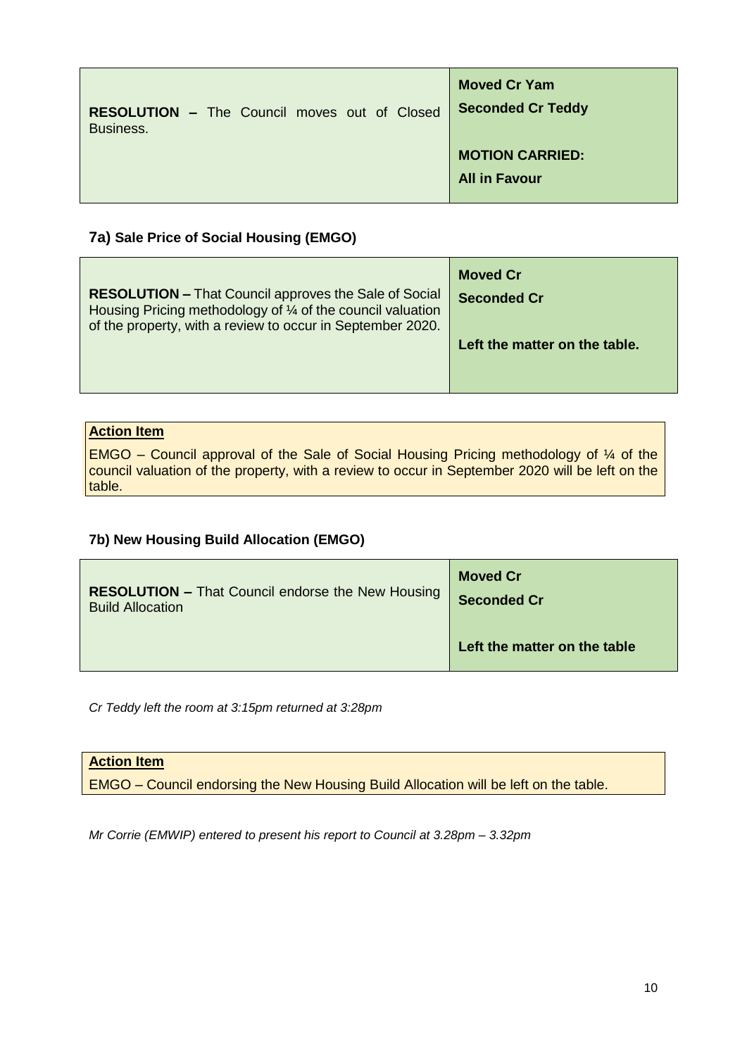| **RESOLUTION –** The Council moves out of Closed Business. | **Moved Cr Yam**<br>**Seconded Cr Teddy**<br><br>**MOTION CARRIED:**<br>**All in Favour** |
|---|---|

### 7a) Sale Price of Social Housing (EMGO)

| **RESOLUTION –** That Council approves the Sale of Social Housing Pricing methodology of ¼ of the council valuation of the property, with a review to occur in September 2020. | **Moved Cr**<br>**Seconded Cr**<br><br>**Left the matter on the table.** |
|---|---|

**Action Item**

EMGO – Council approval of the Sale of Social Housing Pricing methodology of ¼ of the council valuation of the property, with a review to occur in September 2020 will be left on the table.

### 7b) New Housing Build Allocation (EMGO)

| **RESOLUTION –** That Council endorse the New Housing Build Allocation | **Moved Cr**<br>**Seconded Cr**<br><br>**Left the matter on the table** |
|---|---|

*Cr Teddy left the room at 3:15pm returned at 3:28pm*

**Action Item**

EMGO – Council endorsing the New Housing Build Allocation will be left on the table.

*Mr Corrie (EMWIP) entered to present his report to Council at 3.28pm – 3.32pm*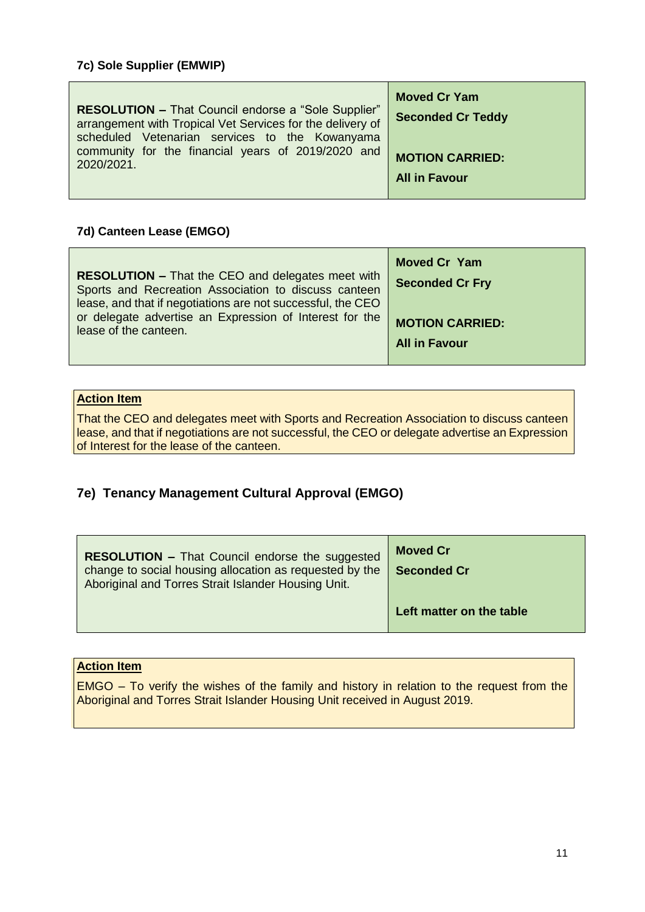### 7c) Sole Supplier (EMWIP)

| | |
|---|---|
| **RESOLUTION –** That Council endorse a "Sole Supplier" arrangement with Tropical Vet Services for the delivery of scheduled Vetenarian services to the Kowanyama community for the financial years of 2019/2020 and 2020/2021. | **Moved Cr Yam**<br>**Seconded Cr Teddy**<br><br>**MOTION CARRIED:**<br>**All in Favour** |

### 7d) Canteen Lease (EMGO)

| | |
|---|---|
| **RESOLUTION –** That the CEO and delegates meet with Sports and Recreation Association to discuss canteen lease, and that if negotiations are not successful, the CEO or delegate advertise an Expression of Interest for the lease of the canteen. | **Moved Cr Yam**<br>**Seconded Cr Fry**<br><br>**MOTION CARRIED:**<br>**All in Favour** |

**Action Item**

That the CEO and delegates meet with Sports and Recreation Association to discuss canteen lease, and that if negotiations are not successful, the CEO or delegate advertise an Expression of Interest for the lease of the canteen.

## 7e) Tenancy Management Cultural Approval (EMGO)

| | |
|---|---|
| **RESOLUTION –** That Council endorse the suggested change to social housing allocation as requested by the Aboriginal and Torres Strait Islander Housing Unit. | **Moved Cr**<br>**Seconded Cr**<br><br>**Left matter on the table** |

**Action Item**

EMGO – To verify the wishes of the family and history in relation to the request from the Aboriginal and Torres Strait Islander Housing Unit received in August 2019.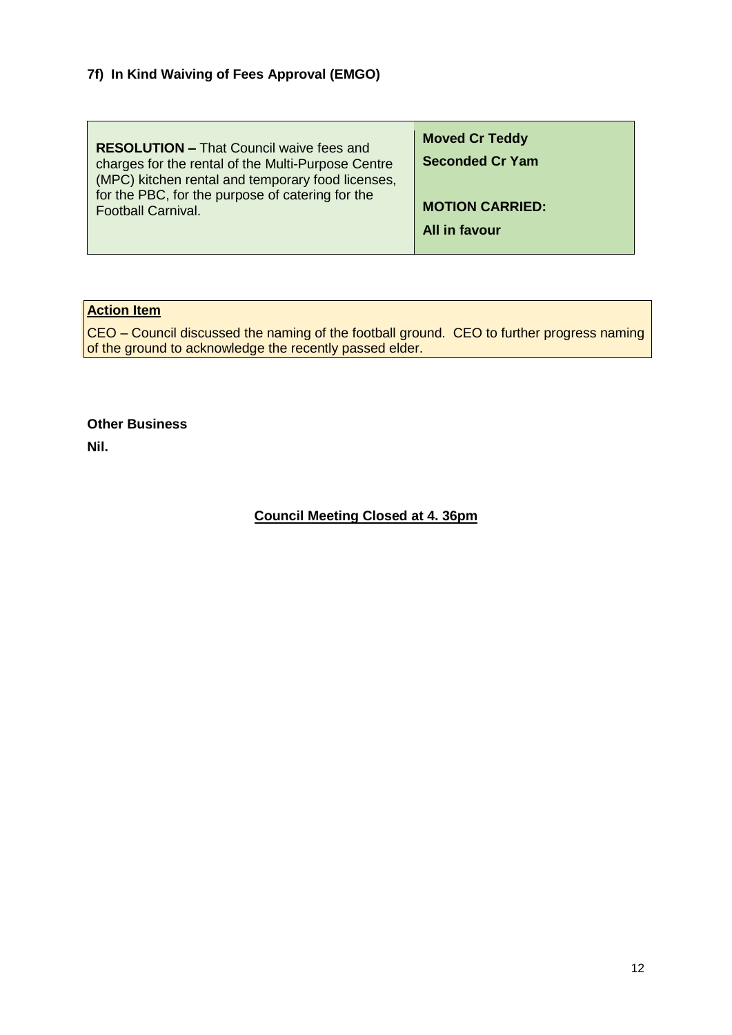### 7f) In Kind Waiving of Fees Approval (EMGO)

| | |
|---|---|
| **RESOLUTION –** That Council waive fees and charges for the rental of the Multi-Purpose Centre (MPC) kitchen rental and temporary food licenses, for the PBC, for the purpose of catering for the Football Carnival. | **Moved Cr Teddy**<br>**Seconded Cr Yam**<br><br>**MOTION CARRIED:**<br>**All in favour** |

**Action Item**

CEO – Council discussed the naming of the football ground. CEO to further progress naming of the ground to acknowledge the recently passed elder.

**Other Business**

**Nil.**

**Council Meeting Closed at 4. 36pm**